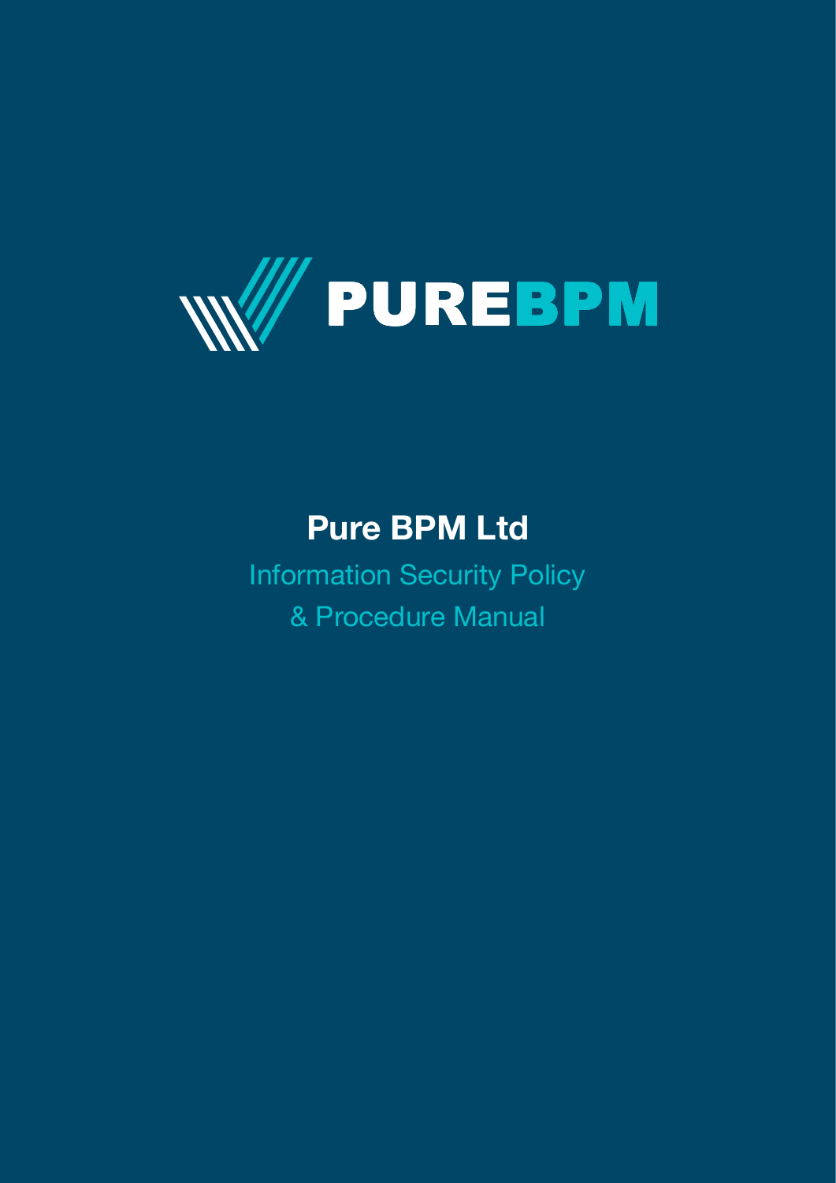PUREBPM

# Pure BPM Ltd

## Information Security Policy & Procedure Manual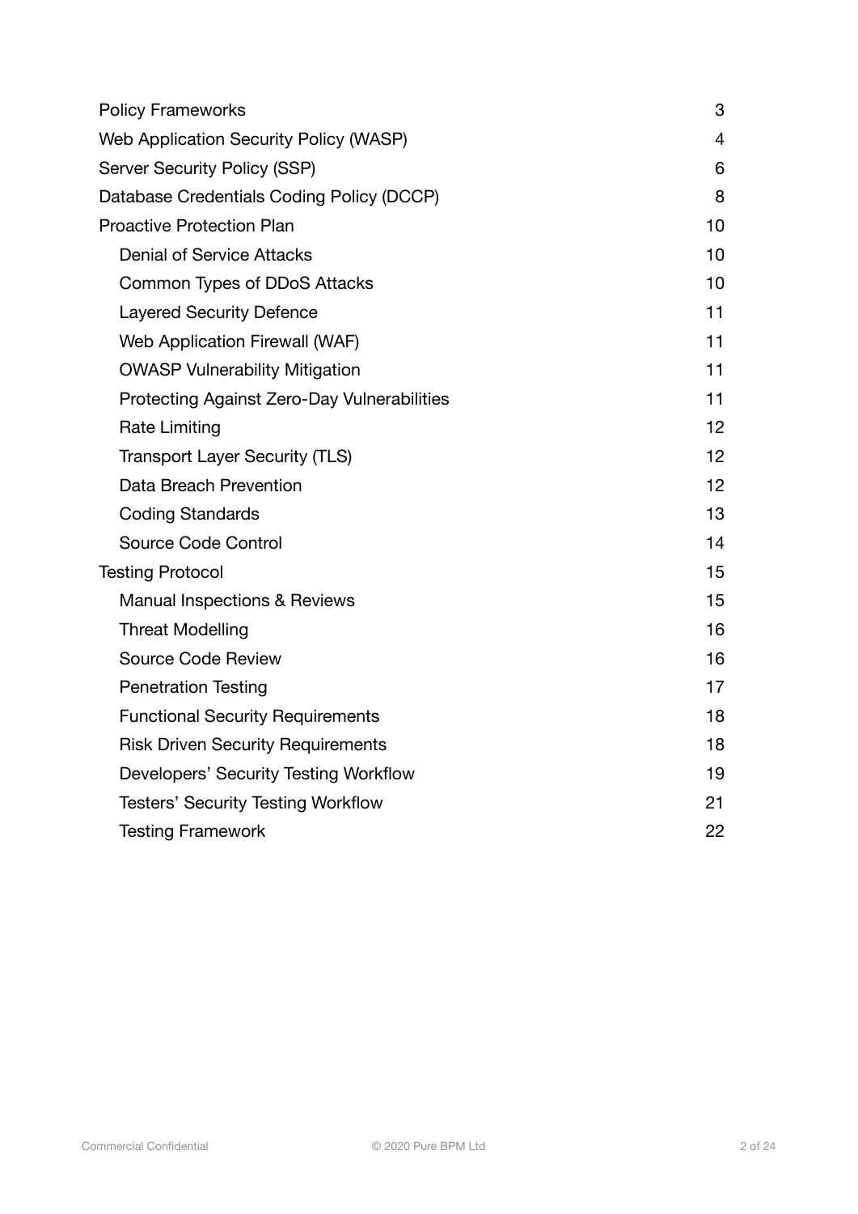| Section | Page |
|---|---|
| Policy Frameworks | 3 |
| Web Application Security Policy (WASP) | 4 |
| Server Security Policy (SSP) | 6 |
| Database Credentials Coding Policy (DCCP) | 8 |
| Proactive Protection Plan | 10 |
| Denial of Service Attacks | 10 |
| Common Types of DDoS Attacks | 10 |
| Layered Security Defence | 11 |
| Web Application Firewall (WAF) | 11 |
| OWASP Vulnerability Mitigation | 11 |
| Protecting Against Zero-Day Vulnerabilities | 11 |
| Rate Limiting | 12 |
| Transport Layer Security (TLS) | 12 |
| Data Breach Prevention | 12 |
| Coding Standards | 13 |
| Source Code Control | 14 |
| Testing Protocol | 15 |
| Manual Inspections & Reviews | 15 |
| Threat Modelling | 16 |
| Source Code Review | 16 |
| Penetration Testing | 17 |
| Functional Security Requirements | 18 |
| Risk Driven Security Requirements | 18 |
| Developers' Security Testing Workflow | 19 |
| Testers' Security Testing Workflow | 21 |
| Testing Framework | 22 |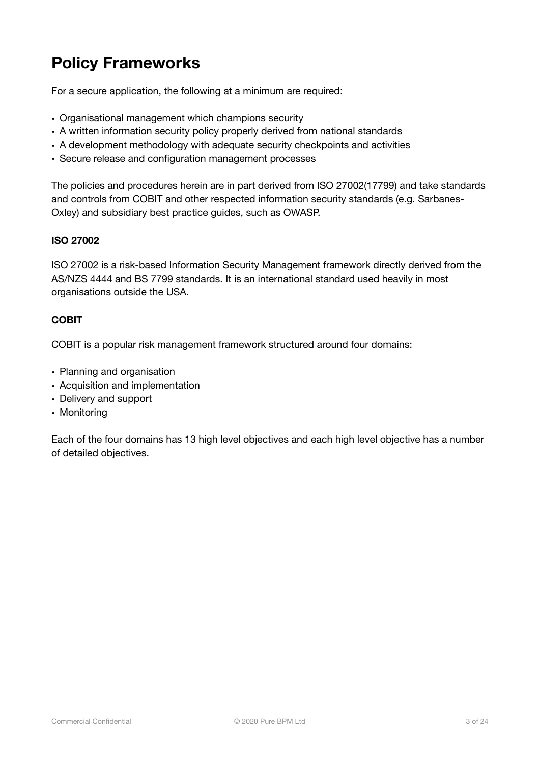# Policy Frameworks

For a secure application, the following at a minimum are required:

- Organisational management which champions security
- A written information security policy properly derived from national standards
- A development methodology with adequate security checkpoints and activities
- Secure release and configuration management processes

The policies and procedures herein are in part derived from ISO 27002(17799) and take standards and controls from COBIT and other respected information security standards (e.g. Sarbanes-Oxley) and subsidiary best practice guides, such as OWASP.

**ISO 27002**

ISO 27002 is a risk-based Information Security Management framework directly derived from the AS/NZS 4444 and BS 7799 standards. It is an international standard used heavily in most organisations outside the USA.

**COBIT**

COBIT is a popular risk management framework structured around four domains:

- Planning and organisation
- Acquisition and implementation
- Delivery and support
- Monitoring

Each of the four domains has 13 high level objectives and each high level objective has a number of detailed objectives.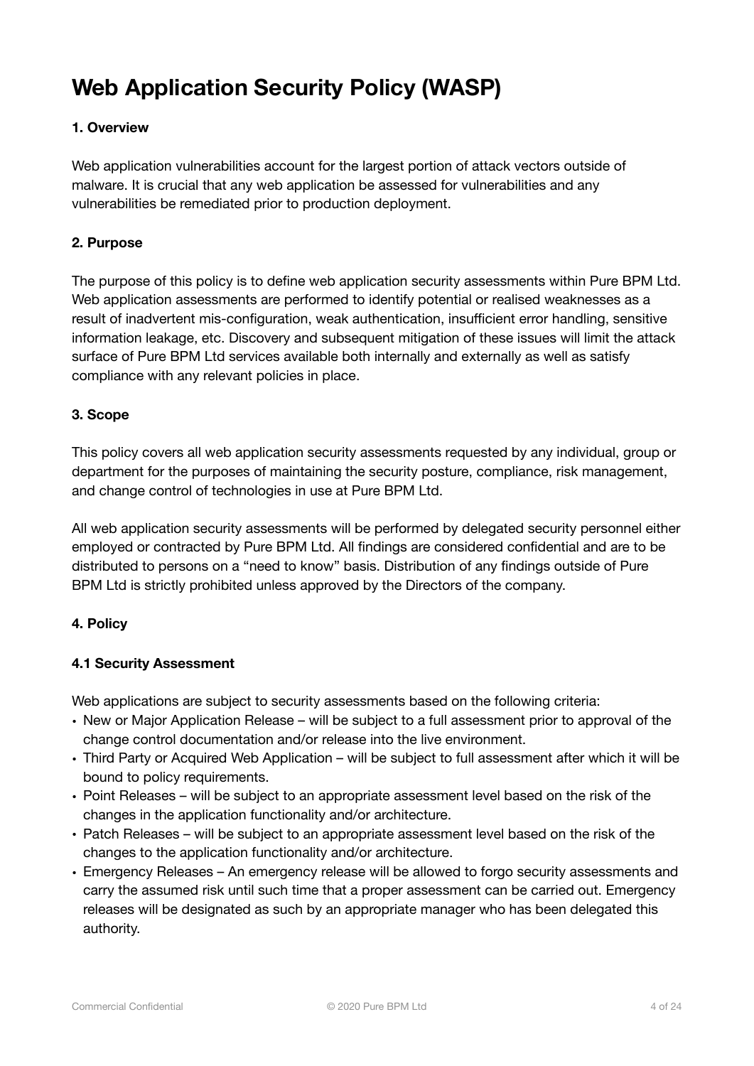# Web Application Security Policy (WASP)

### 1. Overview

Web application vulnerabilities account for the largest portion of attack vectors outside of malware. It is crucial that any web application be assessed for vulnerabilities and any vulnerabilities be remediated prior to production deployment.

### 2. Purpose

The purpose of this policy is to define web application security assessments within Pure BPM Ltd. Web application assessments are performed to identify potential or realised weaknesses as a result of inadvertent mis-configuration, weak authentication, insufficient error handling, sensitive information leakage, etc. Discovery and subsequent mitigation of these issues will limit the attack surface of Pure BPM Ltd services available both internally and externally as well as satisfy compliance with any relevant policies in place.

### 3. Scope

This policy covers all web application security assessments requested by any individual, group or department for the purposes of maintaining the security posture, compliance, risk management, and change control of technologies in use at Pure BPM Ltd.

All web application security assessments will be performed by delegated security personnel either employed or contracted by Pure BPM Ltd. All findings are considered confidential and are to be distributed to persons on a "need to know" basis. Distribution of any findings outside of Pure BPM Ltd is strictly prohibited unless approved by the Directors of the company.

### 4. Policy

#### 4.1 Security Assessment

Web applications are subject to security assessments based on the following criteria:

- New or Major Application Release – will be subject to a full assessment prior to approval of the change control documentation and/or release into the live environment.
- Third Party or Acquired Web Application – will be subject to full assessment after which it will be bound to policy requirements.
- Point Releases – will be subject to an appropriate assessment level based on the risk of the changes in the application functionality and/or architecture.
- Patch Releases – will be subject to an appropriate assessment level based on the risk of the changes to the application functionality and/or architecture.
- Emergency Releases – An emergency release will be allowed to forgo security assessments and carry the assumed risk until such time that a proper assessment can be carried out. Emergency releases will be designated as such by an appropriate manager who has been delegated this authority.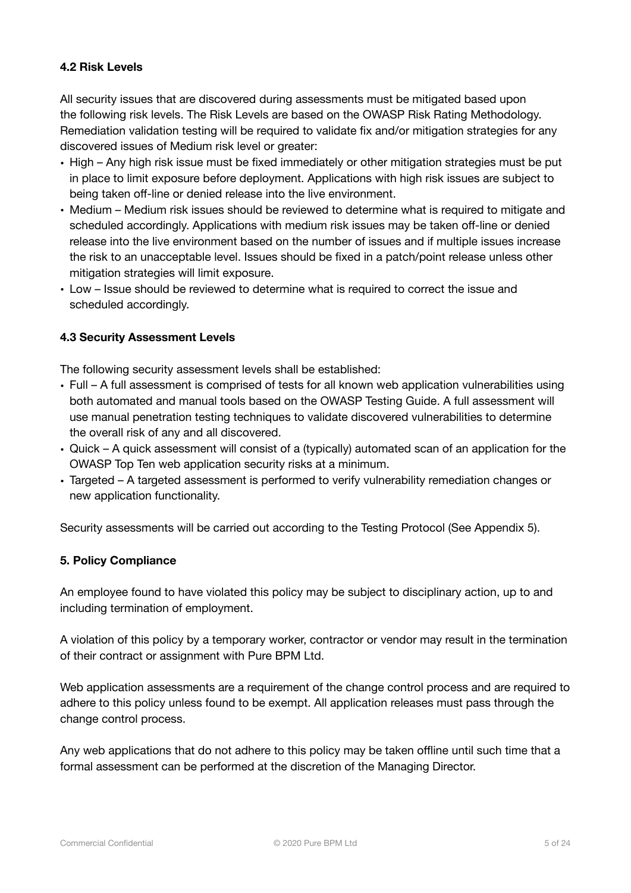### 4.2 Risk Levels

All security issues that are discovered during assessments must be mitigated based upon the following risk levels. The Risk Levels are based on the OWASP Risk Rating Methodology. Remediation validation testing will be required to validate fix and/or mitigation strategies for any discovered issues of Medium risk level or greater:

- High – Any high risk issue must be fixed immediately or other mitigation strategies must be put in place to limit exposure before deployment. Applications with high risk issues are subject to being taken off-line or denied release into the live environment.
- Medium – Medium risk issues should be reviewed to determine what is required to mitigate and scheduled accordingly. Applications with medium risk issues may be taken off-line or denied release into the live environment based on the number of issues and if multiple issues increase the risk to an unacceptable level. Issues should be fixed in a patch/point release unless other mitigation strategies will limit exposure.
- Low – Issue should be reviewed to determine what is required to correct the issue and scheduled accordingly.

### 4.3 Security Assessment Levels

The following security assessment levels shall be established:

- Full – A full assessment is comprised of tests for all known web application vulnerabilities using both automated and manual tools based on the OWASP Testing Guide. A full assessment will use manual penetration testing techniques to validate discovered vulnerabilities to determine the overall risk of any and all discovered.
- Quick – A quick assessment will consist of a (typically) automated scan of an application for the OWASP Top Ten web application security risks at a minimum.
- Targeted – A targeted assessment is performed to verify vulnerability remediation changes or new application functionality.

Security assessments will be carried out according to the Testing Protocol (See Appendix 5).

## 5. Policy Compliance

An employee found to have violated this policy may be subject to disciplinary action, up to and including termination of employment.

A violation of this policy by a temporary worker, contractor or vendor may result in the termination of their contract or assignment with Pure BPM Ltd.

Web application assessments are a requirement of the change control process and are required to adhere to this policy unless found to be exempt. All application releases must pass through the change control process.

Any web applications that do not adhere to this policy may be taken offline until such time that a formal assessment can be performed at the discretion of the Managing Director.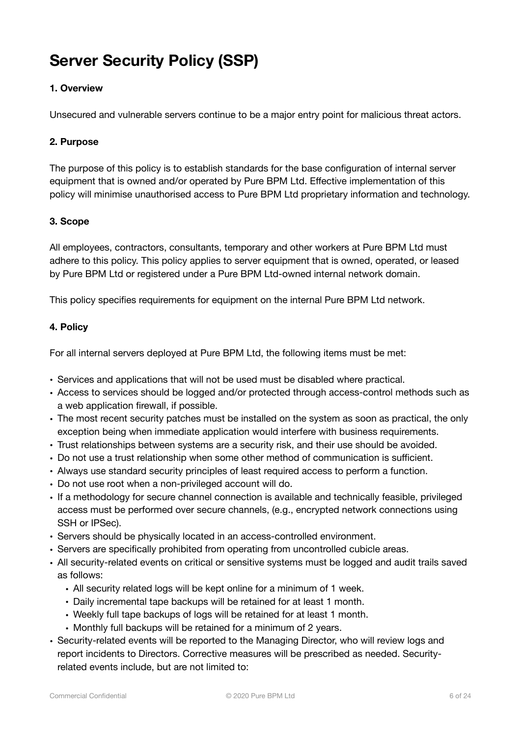# Server Security Policy (SSP)

**1. Overview**

Unsecured and vulnerable servers continue to be a major entry point for malicious threat actors.

**2. Purpose**

The purpose of this policy is to establish standards for the base configuration of internal server equipment that is owned and/or operated by Pure BPM Ltd. Effective implementation of this policy will minimise unauthorised access to Pure BPM Ltd proprietary information and technology.

**3. Scope**

All employees, contractors, consultants, temporary and other workers at Pure BPM Ltd must adhere to this policy. This policy applies to server equipment that is owned, operated, or leased by Pure BPM Ltd or registered under a Pure BPM Ltd-owned internal network domain.

This policy specifies requirements for equipment on the internal Pure BPM Ltd network.

**4. Policy**

For all internal servers deployed at Pure BPM Ltd, the following items must be met:

- Services and applications that will not be used must be disabled where practical.
- Access to services should be logged and/or protected through access-control methods such as a web application firewall, if possible.
- The most recent security patches must be installed on the system as soon as practical, the only exception being when immediate application would interfere with business requirements.
- Trust relationships between systems are a security risk, and their use should be avoided.
- Do not use a trust relationship when some other method of communication is sufficient.
- Always use standard security principles of least required access to perform a function.
- Do not use root when a non-privileged account will do.
- If a methodology for secure channel connection is available and technically feasible, privileged access must be performed over secure channels, (e.g., encrypted network connections using SSH or IPSec).
- Servers should be physically located in an access-controlled environment.
- Servers are specifically prohibited from operating from uncontrolled cubicle areas.
- All security-related events on critical or sensitive systems must be logged and audit trails saved as follows:
  - All security related logs will be kept online for a minimum of 1 week.
  - Daily incremental tape backups will be retained for at least 1 month.
  - Weekly full tape backups of logs will be retained for at least 1 month.
  - Monthly full backups will be retained for a minimum of 2 years.
- Security-related events will be reported to the Managing Director, who will review logs and report incidents to Directors. Corrective measures will be prescribed as needed. Security-related events include, but are not limited to: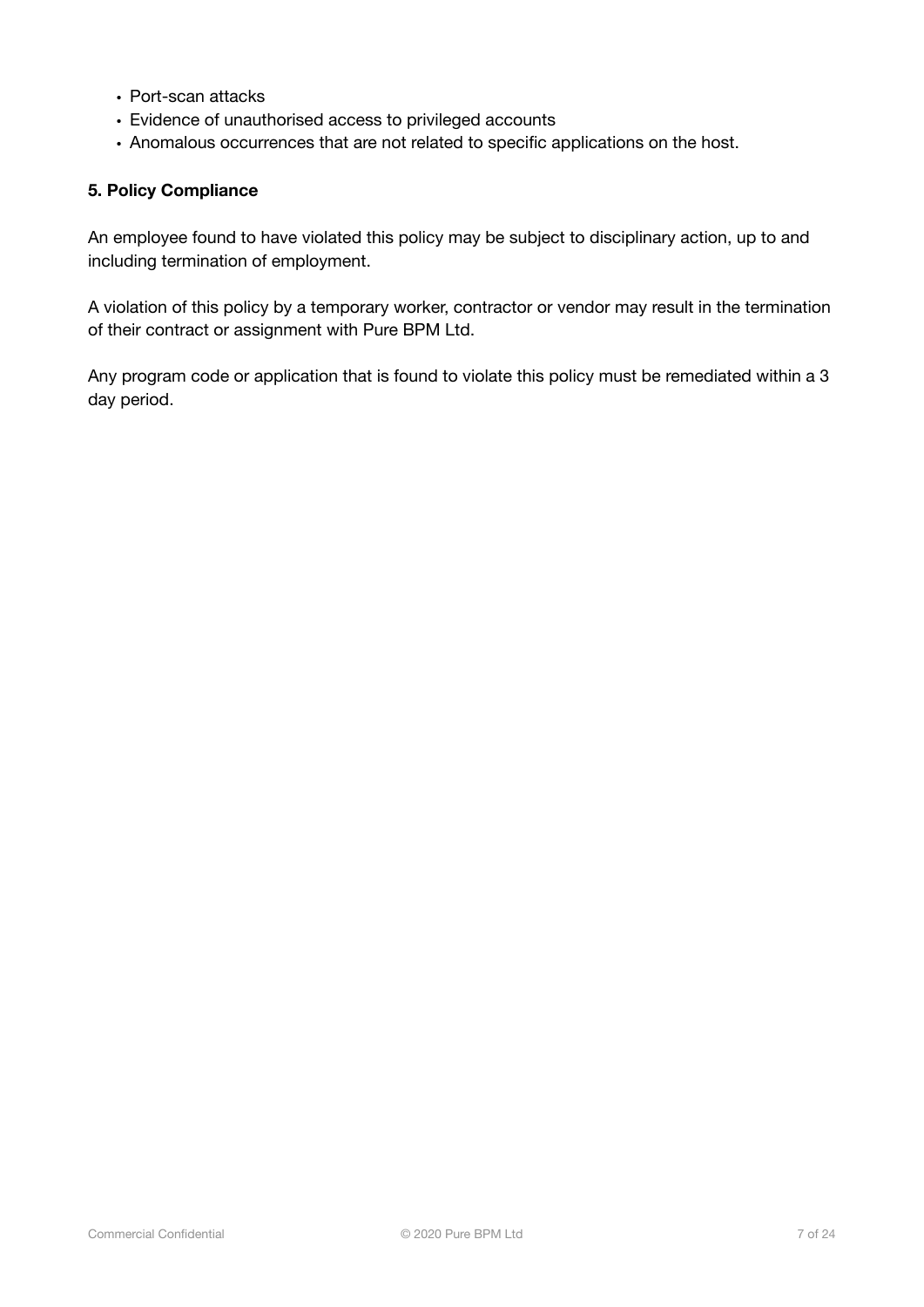- Port-scan attacks
- Evidence of unauthorised access to privileged accounts
- Anomalous occurrences that are not related to specific applications on the host.

**5. Policy Compliance**

An employee found to have violated this policy may be subject to disciplinary action, up to and including termination of employment.

A violation of this policy by a temporary worker, contractor or vendor may result in the termination of their contract or assignment with Pure BPM Ltd.

Any program code or application that is found to violate this policy must be remediated within a 3 day period.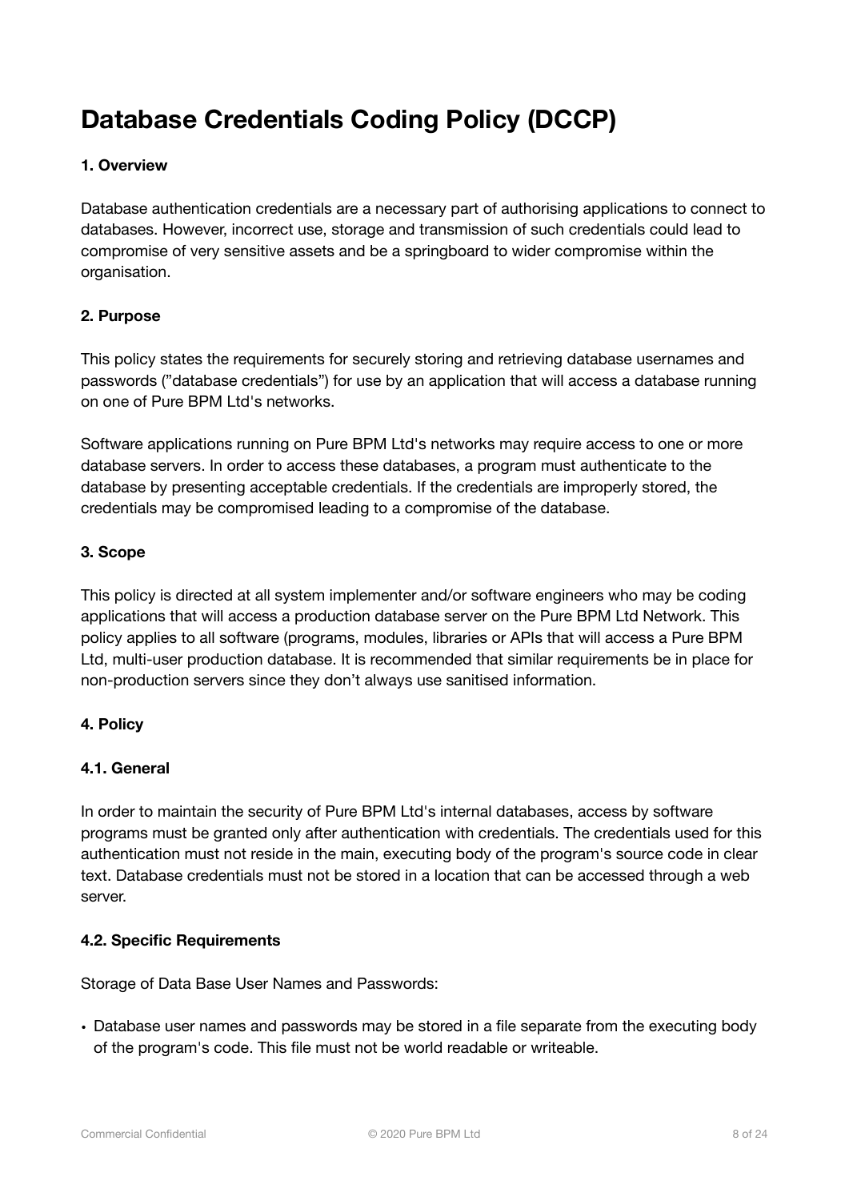# Database Credentials Coding Policy (DCCP)

### 1. Overview

Database authentication credentials are a necessary part of authorising applications to connect to databases. However, incorrect use, storage and transmission of such credentials could lead to compromise of very sensitive assets and be a springboard to wider compromise within the organisation.

### 2. Purpose

This policy states the requirements for securely storing and retrieving database usernames and passwords (”database credentials”) for use by an application that will access a database running on one of Pure BPM Ltd's networks.

Software applications running on Pure BPM Ltd's networks may require access to one or more database servers. In order to access these databases, a program must authenticate to the database by presenting acceptable credentials. If the credentials are improperly stored, the credentials may be compromised leading to a compromise of the database.

### 3. Scope

This policy is directed at all system implementer and/or software engineers who may be coding applications that will access a production database server on the Pure BPM Ltd Network. This policy applies to all software (programs, modules, libraries or APIs that will access a Pure BPM Ltd, multi-user production database. It is recommended that similar requirements be in place for non-production servers since they don’t always use sanitised information.

### 4. Policy

#### 4.1. General

In order to maintain the security of Pure BPM Ltd's internal databases, access by software programs must be granted only after authentication with credentials. The credentials used for this authentication must not reside in the main, executing body of the program's source code in clear text. Database credentials must not be stored in a location that can be accessed through a web server.

#### 4.2. Specific Requirements

Storage of Data Base User Names and Passwords:

- Database user names and passwords may be stored in a file separate from the executing body of the program's code. This file must not be world readable or writeable.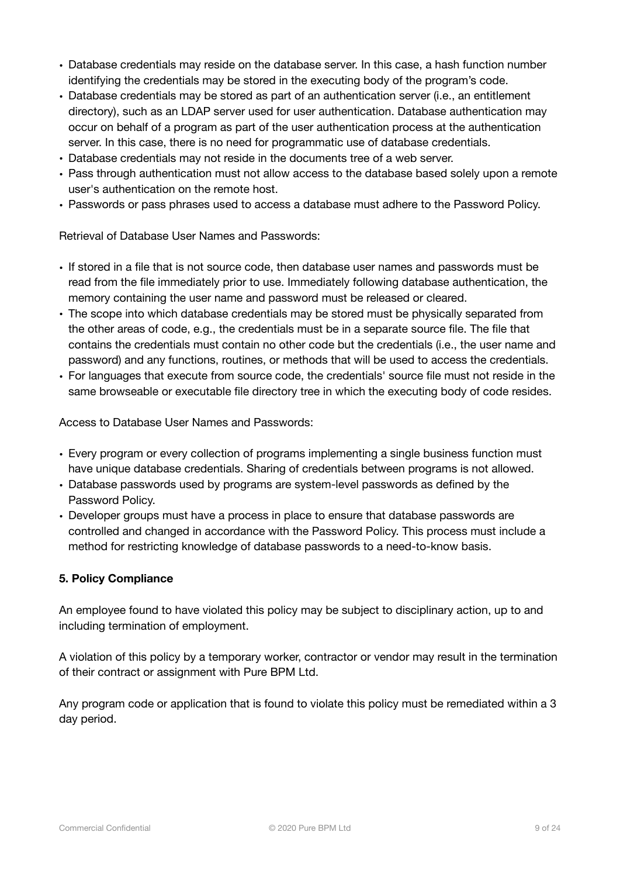- Database credentials may reside on the database server. In this case, a hash function number identifying the credentials may be stored in the executing body of the program's code.
- Database credentials may be stored as part of an authentication server (i.e., an entitlement directory), such as an LDAP server used for user authentication. Database authentication may occur on behalf of a program as part of the user authentication process at the authentication server. In this case, there is no need for programmatic use of database credentials.
- Database credentials may not reside in the documents tree of a web server.
- Pass through authentication must not allow access to the database based solely upon a remote user's authentication on the remote host.
- Passwords or pass phrases used to access a database must adhere to the Password Policy.

Retrieval of Database User Names and Passwords:

- If stored in a file that is not source code, then database user names and passwords must be read from the file immediately prior to use. Immediately following database authentication, the memory containing the user name and password must be released or cleared.
- The scope into which database credentials may be stored must be physically separated from the other areas of code, e.g., the credentials must be in a separate source file. The file that contains the credentials must contain no other code but the credentials (i.e., the user name and password) and any functions, routines, or methods that will be used to access the credentials.
- For languages that execute from source code, the credentials' source file must not reside in the same browseable or executable file directory tree in which the executing body of code resides.

Access to Database User Names and Passwords:

- Every program or every collection of programs implementing a single business function must have unique database credentials. Sharing of credentials between programs is not allowed.
- Database passwords used by programs are system-level passwords as defined by the Password Policy.
- Developer groups must have a process in place to ensure that database passwords are controlled and changed in accordance with the Password Policy. This process must include a method for restricting knowledge of database passwords to a need-to-know basis.

**5. Policy Compliance**

An employee found to have violated this policy may be subject to disciplinary action, up to and including termination of employment.

A violation of this policy by a temporary worker, contractor or vendor may result in the termination of their contract or assignment with Pure BPM Ltd.

Any program code or application that is found to violate this policy must be remediated within a 3 day period.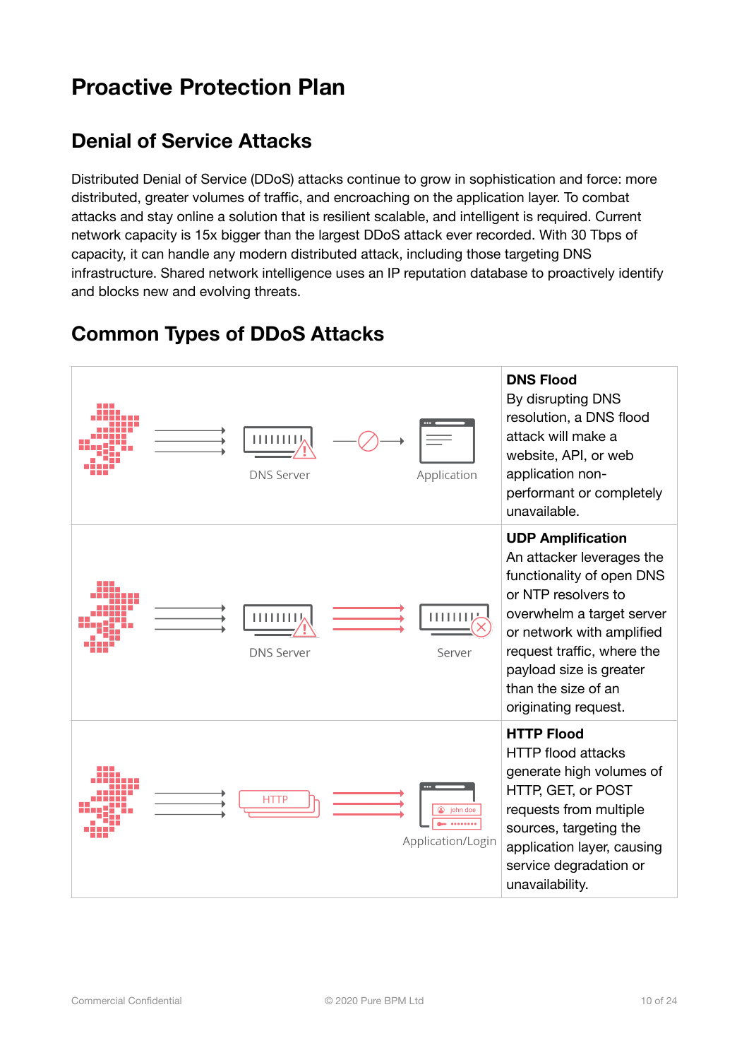# Proactive Protection Plan

## Denial of Service Attacks

Distributed Denial of Service (DDoS) attacks continue to grow in sophistication and force: more distributed, greater volumes of traffic, and encroaching on the application layer. To combat attacks and stay online a solution that is resilient scalable, and intelligent is required. Current network capacity is 15x bigger than the largest DDoS attack ever recorded. With 30 Tbps of capacity, it can handle any modern distributed attack, including those targeting DNS infrastructure. Shared network intelligence uses an IP reputation database to proactively identify and blocks new and evolving threats.

## Common Types of DDoS Attacks

| Diagram | Description |
|---|---|
| DNS Server → Application | **DNS Flood**<br>By disrupting DNS resolution, a DNS flood attack will make a website, API, or web application non-performant or completely unavailable. |
| DNS Server → Server | **UDP Amplification**<br>An attacker leverages the functionality of open DNS or NTP resolvers to overwhelm a target server or network with amplified request traffic, where the payload size is greater than the size of an originating request. |
| HTTP → Application/Login | **HTTP Flood**<br>HTTP flood attacks generate high volumes of HTTP, GET, or POST requests from multiple sources, targeting the application layer, causing service degradation or unavailability. |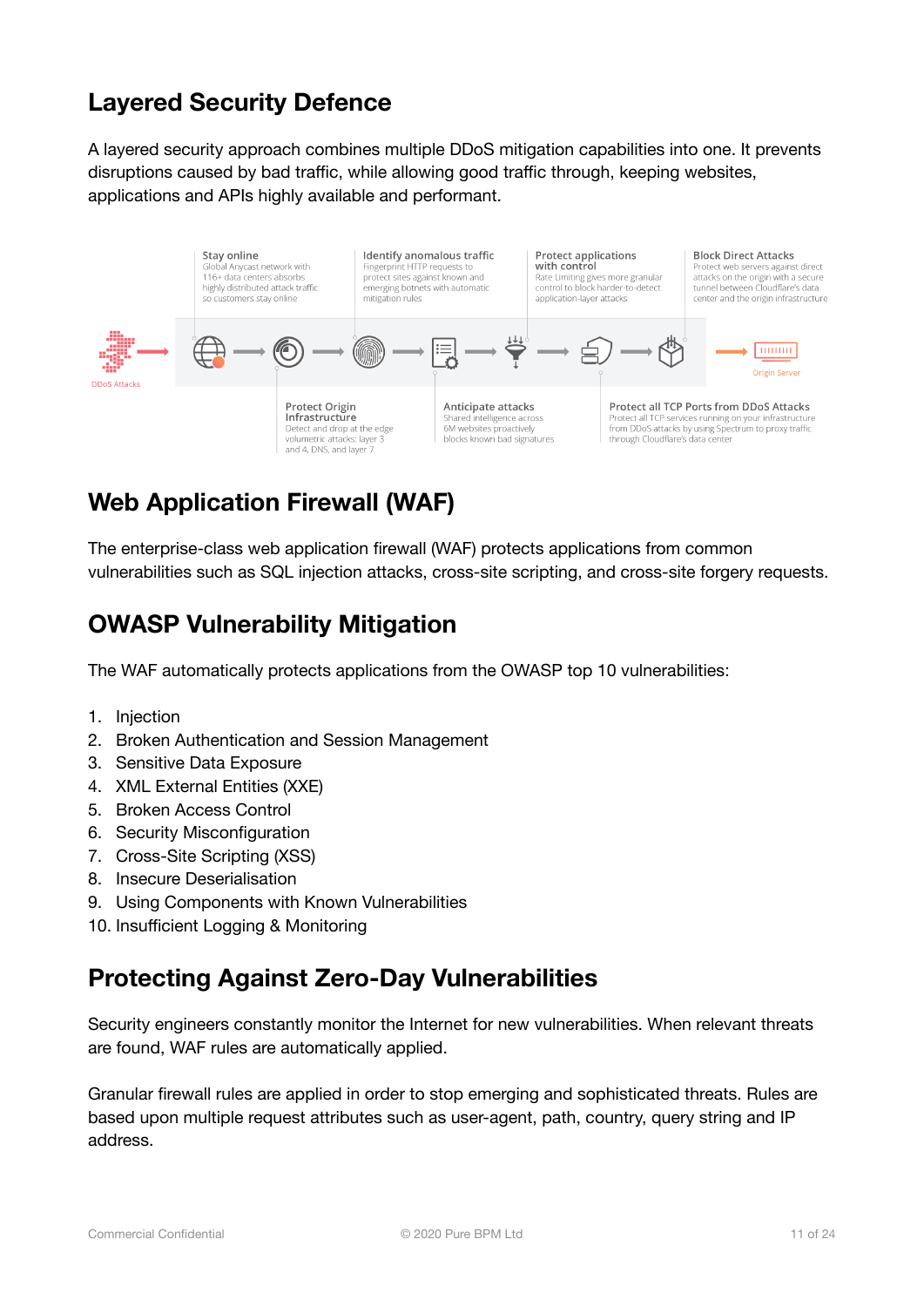## Layered Security Defence

A layered security approach combines multiple DDoS mitigation capabilities into one. It prevents disruptions caused by bad traffic, while allowing good traffic through, keeping websites, applications and APIs highly available and performant.

DDoS Attacks → Origin Server

**Stay online**
Global Anycast network with 116+ data centers absorbs highly distributed attack traffic so customers stay online

**Protect Origin Infrastructure**
Detect and drop at the edge volumetric attacks: layer 3 and 4, DNS, and layer 7

**Identify anomalous traffic**
Fingerprint HTTP requests to protect sites against known and emerging botnets with automatic mitigation rules

**Anticipate attacks**
Shared intelligence across 6M websites proactively blocks known bad signatures

**Protect applications with control**
Rate Limiting gives more granular control to block harder-to-detect application-layer attacks

**Protect all TCP Ports from DDoS Attacks**
Protect all TCP services running on your infrastructure from DDoS attacks by using Spectrum to proxy traffic through Cloudflare's data center

**Block Direct Attacks**
Protect web servers against direct attacks on the origin with a secure tunnel between Cloudflare's data center and the origin infrastructure

## Web Application Firewall (WAF)

The enterprise-class web application firewall (WAF) protects applications from common vulnerabilities such as SQL injection attacks, cross-site scripting, and cross-site forgery requests.

## OWASP Vulnerability Mitigation

The WAF automatically protects applications from the OWASP top 10 vulnerabilities:

1. Injection
2. Broken Authentication and Session Management
3. Sensitive Data Exposure
4. XML External Entities (XXE)
5. Broken Access Control
6. Security Misconfiguration
7. Cross-Site Scripting (XSS)
8. Insecure Deserialisation
9. Using Components with Known Vulnerabilities
10. Insufficient Logging & Monitoring

## Protecting Against Zero-Day Vulnerabilities

Security engineers constantly monitor the Internet for new vulnerabilities. When relevant threats are found, WAF rules are automatically applied.

Granular firewall rules are applied in order to stop emerging and sophisticated threats. Rules are based upon multiple request attributes such as user-agent, path, country, query string and IP address.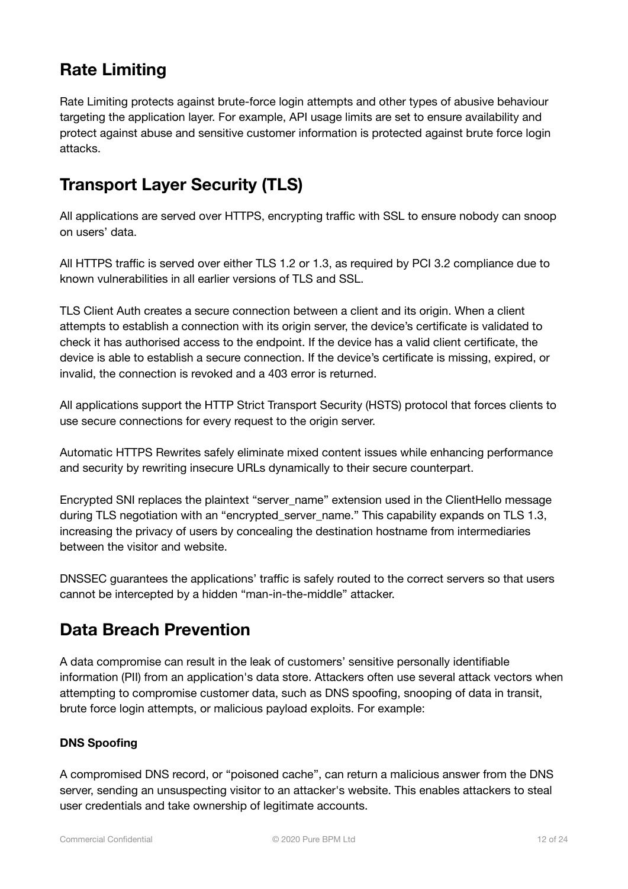## Rate Limiting

Rate Limiting protects against brute-force login attempts and other types of abusive behaviour targeting the application layer. For example, API usage limits are set to ensure availability and protect against abuse and sensitive customer information is protected against brute force login attacks.

## Transport Layer Security (TLS)

All applications are served over HTTPS, encrypting traffic with SSL to ensure nobody can snoop on users' data.

All HTTPS traffic is served over either TLS 1.2 or 1.3, as required by PCI 3.2 compliance due to known vulnerabilities in all earlier versions of TLS and SSL.

TLS Client Auth creates a secure connection between a client and its origin. When a client attempts to establish a connection with its origin server, the device's certificate is validated to check it has authorised access to the endpoint. If the device has a valid client certificate, the device is able to establish a secure connection. If the device's certificate is missing, expired, or invalid, the connection is revoked and a 403 error is returned.

All applications support the HTTP Strict Transport Security (HSTS) protocol that forces clients to use secure connections for every request to the origin server.

Automatic HTTPS Rewrites safely eliminate mixed content issues while enhancing performance and security by rewriting insecure URLs dynamically to their secure counterpart.

Encrypted SNI replaces the plaintext "server_name" extension used in the ClientHello message during TLS negotiation with an "encrypted_server_name." This capability expands on TLS 1.3, increasing the privacy of users by concealing the destination hostname from intermediaries between the visitor and website.

DNSSEC guarantees the applications' traffic is safely routed to the correct servers so that users cannot be intercepted by a hidden "man-in-the-middle" attacker.

## Data Breach Prevention

A data compromise can result in the leak of customers' sensitive personally identifiable information (PII) from an application's data store. Attackers often use several attack vectors when attempting to compromise customer data, such as DNS spoofing, snooping of data in transit, brute force login attempts, or malicious payload exploits. For example:

#### DNS Spoofing

A compromised DNS record, or "poisoned cache", can return a malicious answer from the DNS server, sending an unsuspecting visitor to an attacker's website. This enables attackers to steal user credentials and take ownership of legitimate accounts.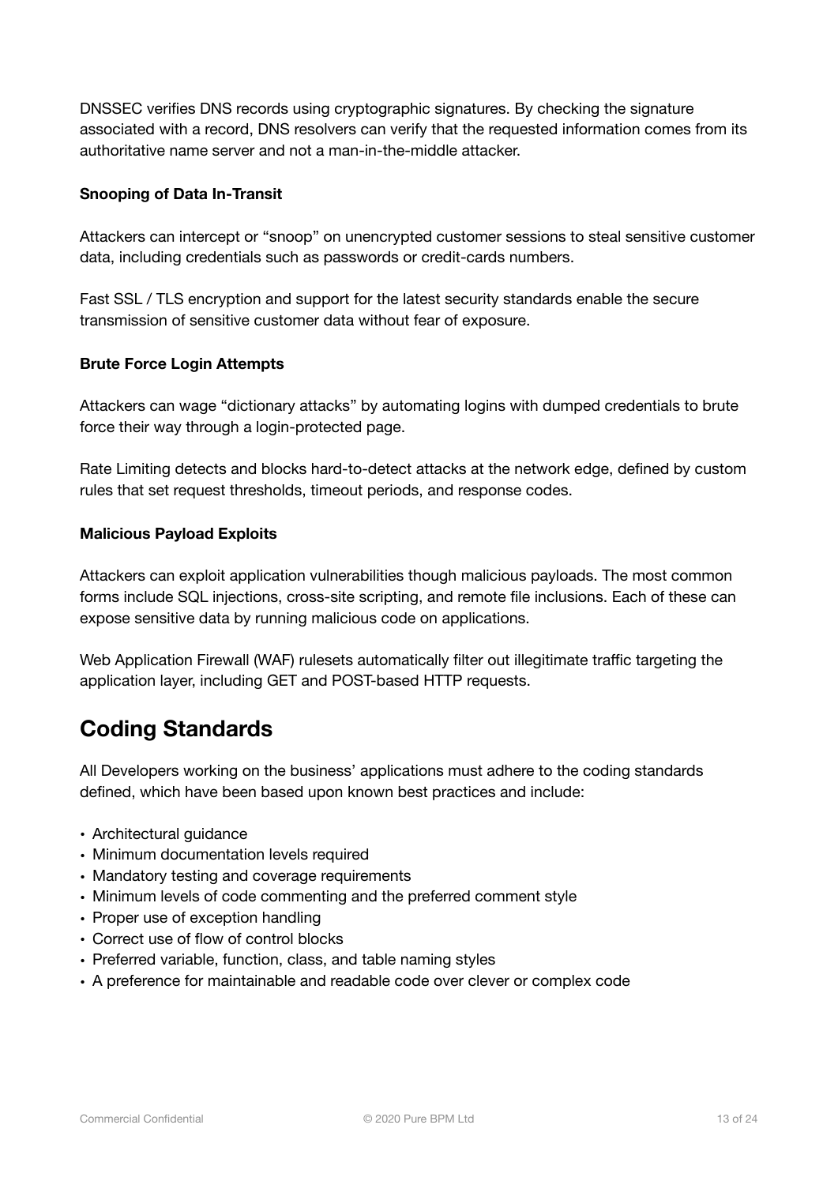DNSSEC verifies DNS records using cryptographic signatures. By checking the signature associated with a record, DNS resolvers can verify that the requested information comes from its authoritative name server and not a man-in-the-middle attacker.

**Snooping of Data In-Transit**

Attackers can intercept or "snoop" on unencrypted customer sessions to steal sensitive customer data, including credentials such as passwords or credit-cards numbers.

Fast SSL / TLS encryption and support for the latest security standards enable the secure transmission of sensitive customer data without fear of exposure.

**Brute Force Login Attempts**

Attackers can wage "dictionary attacks" by automating logins with dumped credentials to brute force their way through a login-protected page.

Rate Limiting detects and blocks hard-to-detect attacks at the network edge, defined by custom rules that set request thresholds, timeout periods, and response codes.

**Malicious Payload Exploits**

Attackers can exploit application vulnerabilities though malicious payloads. The most common forms include SQL injections, cross-site scripting, and remote file inclusions. Each of these can expose sensitive data by running malicious code on applications.

Web Application Firewall (WAF) rulesets automatically filter out illegitimate traffic targeting the application layer, including GET and POST-based HTTP requests.

## Coding Standards

All Developers working on the business' applications must adhere to the coding standards defined, which have been based upon known best practices and include:

- Architectural guidance
- Minimum documentation levels required
- Mandatory testing and coverage requirements
- Minimum levels of code commenting and the preferred comment style
- Proper use of exception handling
- Correct use of flow of control blocks
- Preferred variable, function, class, and table naming styles
- A preference for maintainable and readable code over clever or complex code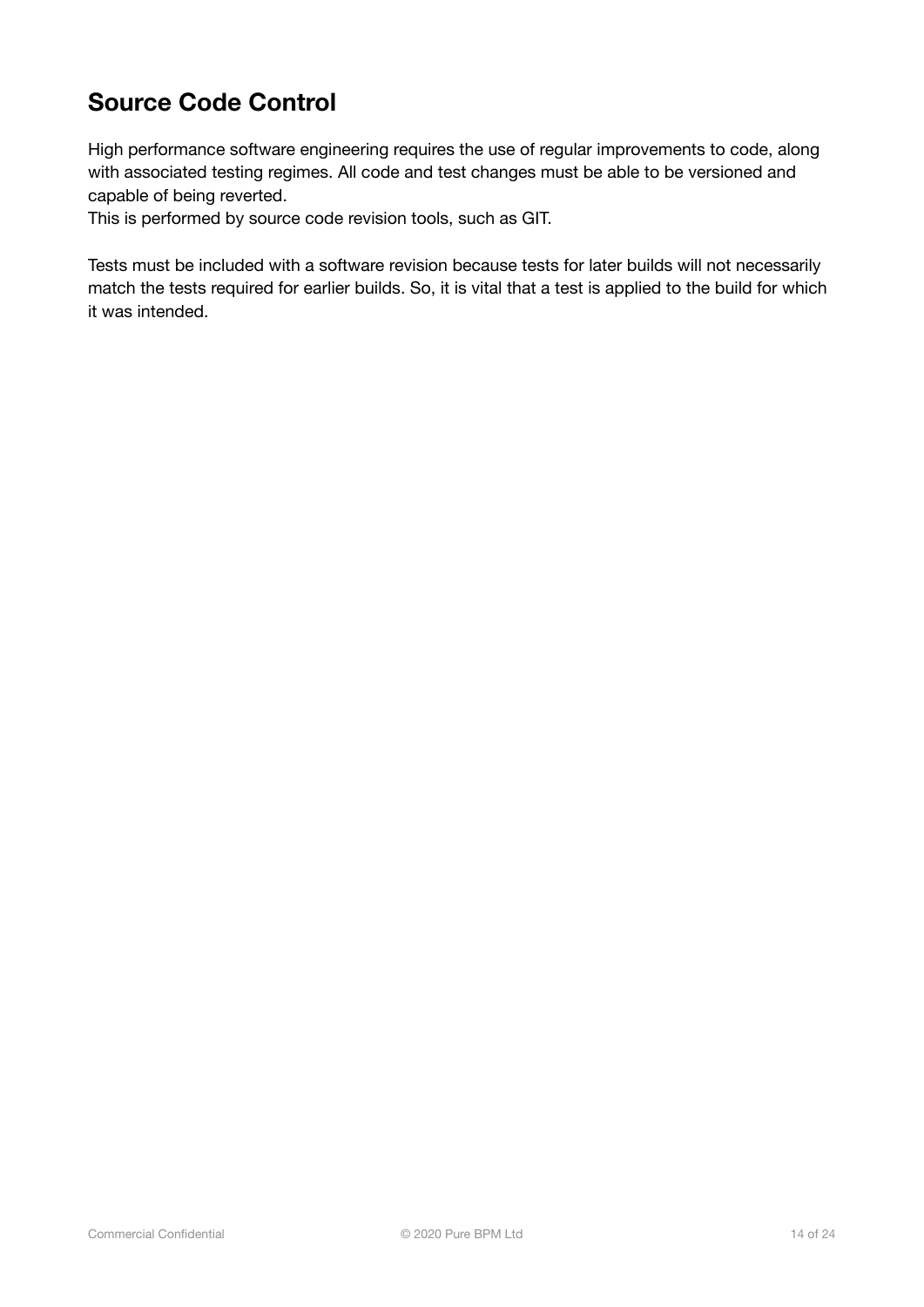## Source Code Control

High performance software engineering requires the use of regular improvements to code, along with associated testing regimes. All code and test changes must be able to be versioned and capable of being reverted.
This is performed by source code revision tools, such as GIT.

Tests must be included with a software revision because tests for later builds will not necessarily match the tests required for earlier builds. So, it is vital that a test is applied to the build for which it was intended.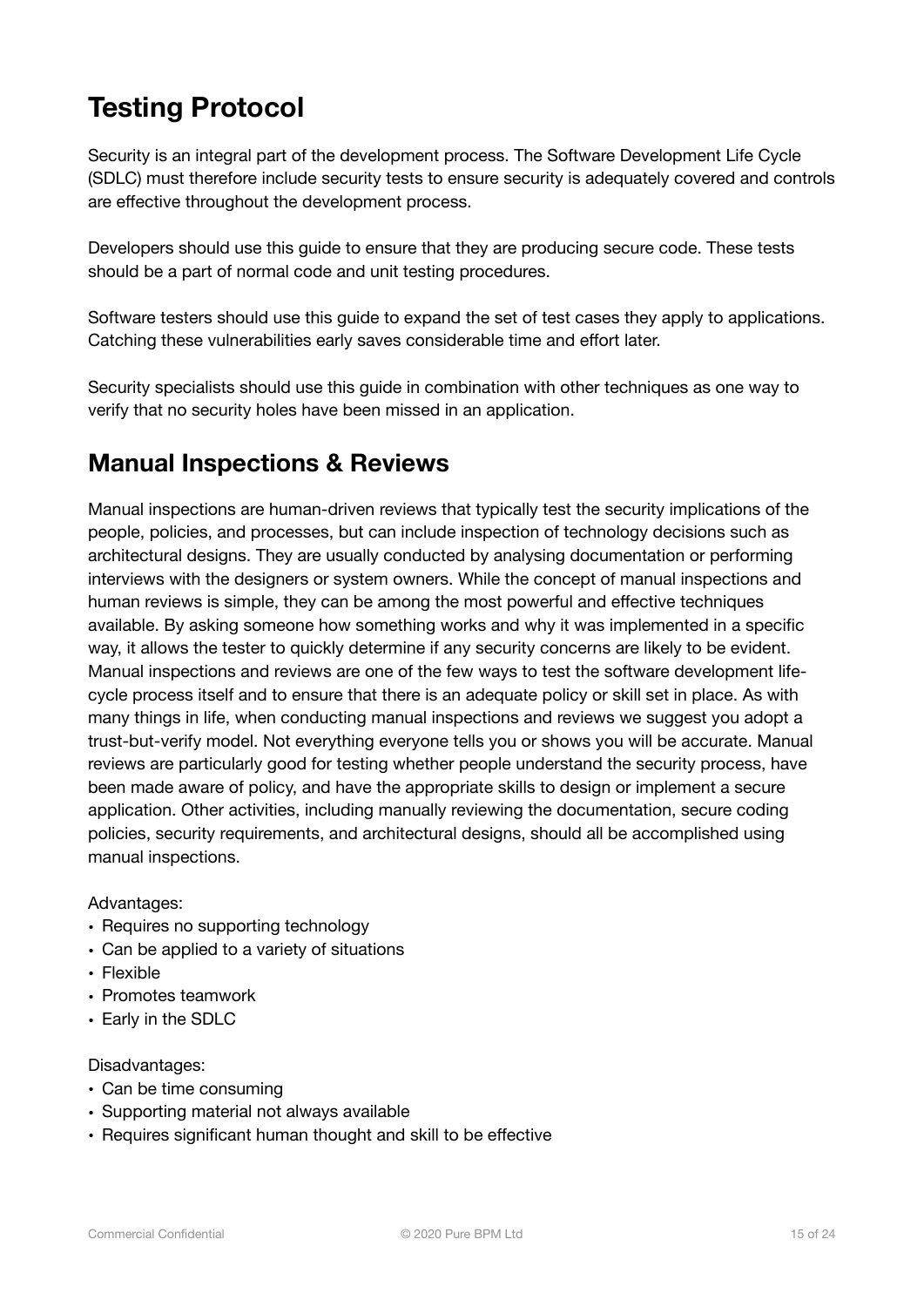# Testing Protocol

Security is an integral part of the development process. The Software Development Life Cycle (SDLC) must therefore include security tests to ensure security is adequately covered and controls are effective throughout the development process.

Developers should use this guide to ensure that they are producing secure code. These tests should be a part of normal code and unit testing procedures.

Software testers should use this guide to expand the set of test cases they apply to applications. Catching these vulnerabilities early saves considerable time and effort later.

Security specialists should use this guide in combination with other techniques as one way to verify that no security holes have been missed in an application.

## Manual Inspections & Reviews

Manual inspections are human-driven reviews that typically test the security implications of the people, policies, and processes, but can include inspection of technology decisions such as architectural designs. They are usually conducted by analysing documentation or performing interviews with the designers or system owners. While the concept of manual inspections and human reviews is simple, they can be among the most powerful and effective techniques available. By asking someone how something works and why it was implemented in a specific way, it allows the tester to quickly determine if any security concerns are likely to be evident. Manual inspections and reviews are one of the few ways to test the software development life-cycle process itself and to ensure that there is an adequate policy or skill set in place. As with many things in life, when conducting manual inspections and reviews we suggest you adopt a trust-but-verify model. Not everything everyone tells you or shows you will be accurate. Manual reviews are particularly good for testing whether people understand the security process, have been made aware of policy, and have the appropriate skills to design or implement a secure application. Other activities, including manually reviewing the documentation, secure coding policies, security requirements, and architectural designs, should all be accomplished using manual inspections.

Advantages:

- Requires no supporting technology
- Can be applied to a variety of situations
- Flexible
- Promotes teamwork
- Early in the SDLC

Disadvantages:

- Can be time consuming
- Supporting material not always available
- Requires significant human thought and skill to be effective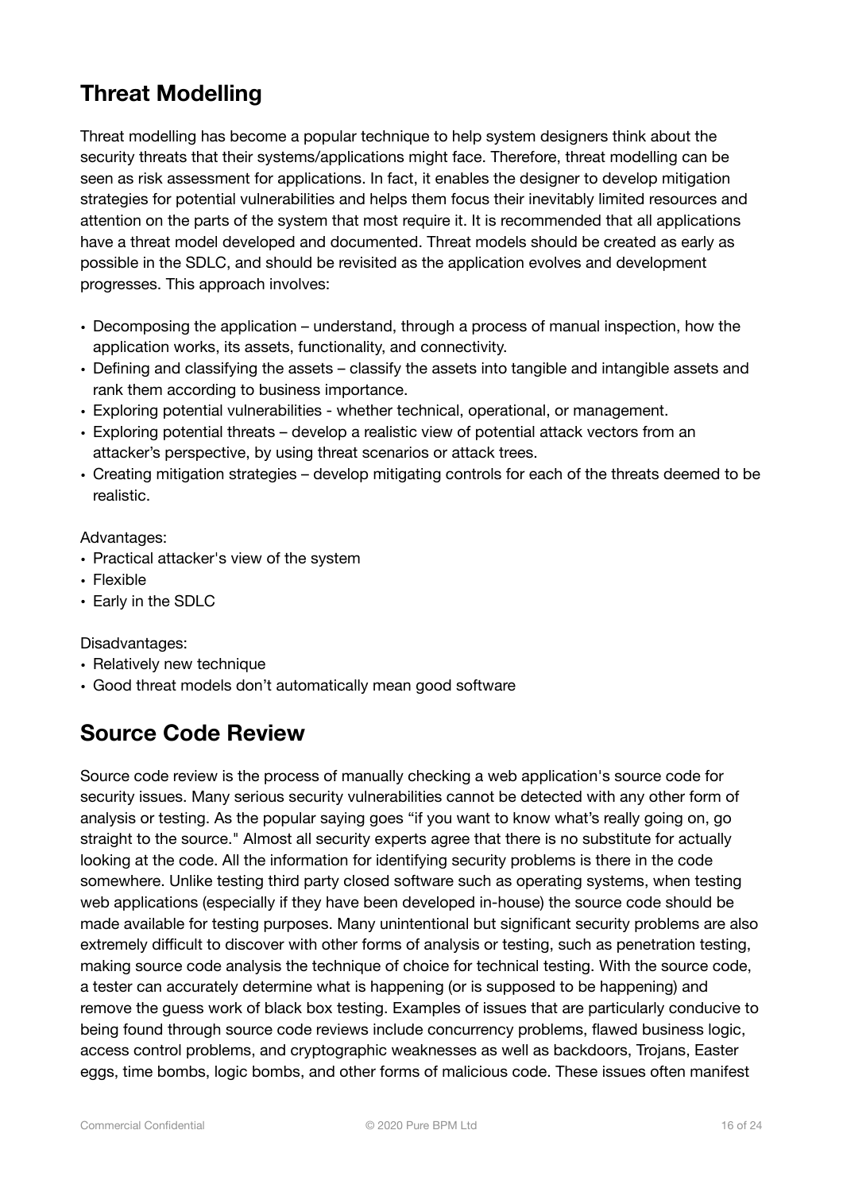## Threat Modelling

Threat modelling has become a popular technique to help system designers think about the security threats that their systems/applications might face. Therefore, threat modelling can be seen as risk assessment for applications. In fact, it enables the designer to develop mitigation strategies for potential vulnerabilities and helps them focus their inevitably limited resources and attention on the parts of the system that most require it. It is recommended that all applications have a threat model developed and documented. Threat models should be created as early as possible in the SDLC, and should be revisited as the application evolves and development progresses. This approach involves:

- Decomposing the application – understand, through a process of manual inspection, how the application works, its assets, functionality, and connectivity.
- Defining and classifying the assets – classify the assets into tangible and intangible assets and rank them according to business importance.
- Exploring potential vulnerabilities - whether technical, operational, or management.
- Exploring potential threats – develop a realistic view of potential attack vectors from an attacker's perspective, by using threat scenarios or attack trees.
- Creating mitigation strategies – develop mitigating controls for each of the threats deemed to be realistic.

Advantages:

- Practical attacker's view of the system
- Flexible
- Early in the SDLC

Disadvantages:

- Relatively new technique
- Good threat models don't automatically mean good software

## Source Code Review

Source code review is the process of manually checking a web application's source code for security issues. Many serious security vulnerabilities cannot be detected with any other form of analysis or testing. As the popular saying goes "if you want to know what's really going on, go straight to the source." Almost all security experts agree that there is no substitute for actually looking at the code. All the information for identifying security problems is there in the code somewhere. Unlike testing third party closed software such as operating systems, when testing web applications (especially if they have been developed in-house) the source code should be made available for testing purposes. Many unintentional but significant security problems are also extremely difficult to discover with other forms of analysis or testing, such as penetration testing, making source code analysis the technique of choice for technical testing. With the source code, a tester can accurately determine what is happening (or is supposed to be happening) and remove the guess work of black box testing. Examples of issues that are particularly conducive to being found through source code reviews include concurrency problems, flawed business logic, access control problems, and cryptographic weaknesses as well as backdoors, Trojans, Easter eggs, time bombs, logic bombs, and other forms of malicious code. These issues often manifest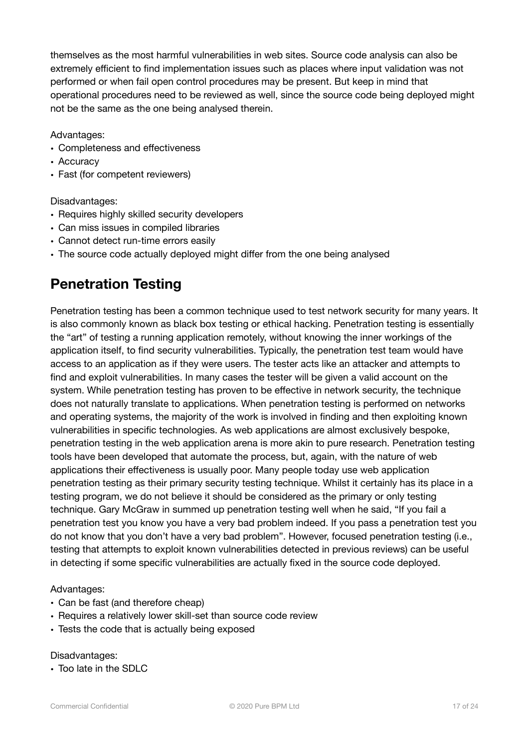themselves as the most harmful vulnerabilities in web sites. Source code analysis can also be extremely efficient to find implementation issues such as places where input validation was not performed or when fail open control procedures may be present. But keep in mind that operational procedures need to be reviewed as well, since the source code being deployed might not be the same as the one being analysed therein.

Advantages:

- Completeness and effectiveness
- Accuracy
- Fast (for competent reviewers)

Disadvantages:

- Requires highly skilled security developers
- Can miss issues in compiled libraries
- Cannot detect run-time errors easily
- The source code actually deployed might differ from the one being analysed

## Penetration Testing

Penetration testing has been a common technique used to test network security for many years. It is also commonly known as black box testing or ethical hacking. Penetration testing is essentially the "art" of testing a running application remotely, without knowing the inner workings of the application itself, to find security vulnerabilities. Typically, the penetration test team would have access to an application as if they were users. The tester acts like an attacker and attempts to find and exploit vulnerabilities. In many cases the tester will be given a valid account on the system. While penetration testing has proven to be effective in network security, the technique does not naturally translate to applications. When penetration testing is performed on networks and operating systems, the majority of the work is involved in finding and then exploiting known vulnerabilities in specific technologies. As web applications are almost exclusively bespoke, penetration testing in the web application arena is more akin to pure research. Penetration testing tools have been developed that automate the process, but, again, with the nature of web applications their effectiveness is usually poor. Many people today use web application penetration testing as their primary security testing technique. Whilst it certainly has its place in a testing program, we do not believe it should be considered as the primary or only testing technique. Gary McGraw in summed up penetration testing well when he said, "If you fail a penetration test you know you have a very bad problem indeed. If you pass a penetration test you do not know that you don't have a very bad problem". However, focused penetration testing (i.e., testing that attempts to exploit known vulnerabilities detected in previous reviews) can be useful in detecting if some specific vulnerabilities are actually fixed in the source code deployed.

Advantages:

- Can be fast (and therefore cheap)
- Requires a relatively lower skill-set than source code review
- Tests the code that is actually being exposed

Disadvantages:

- Too late in the SDLC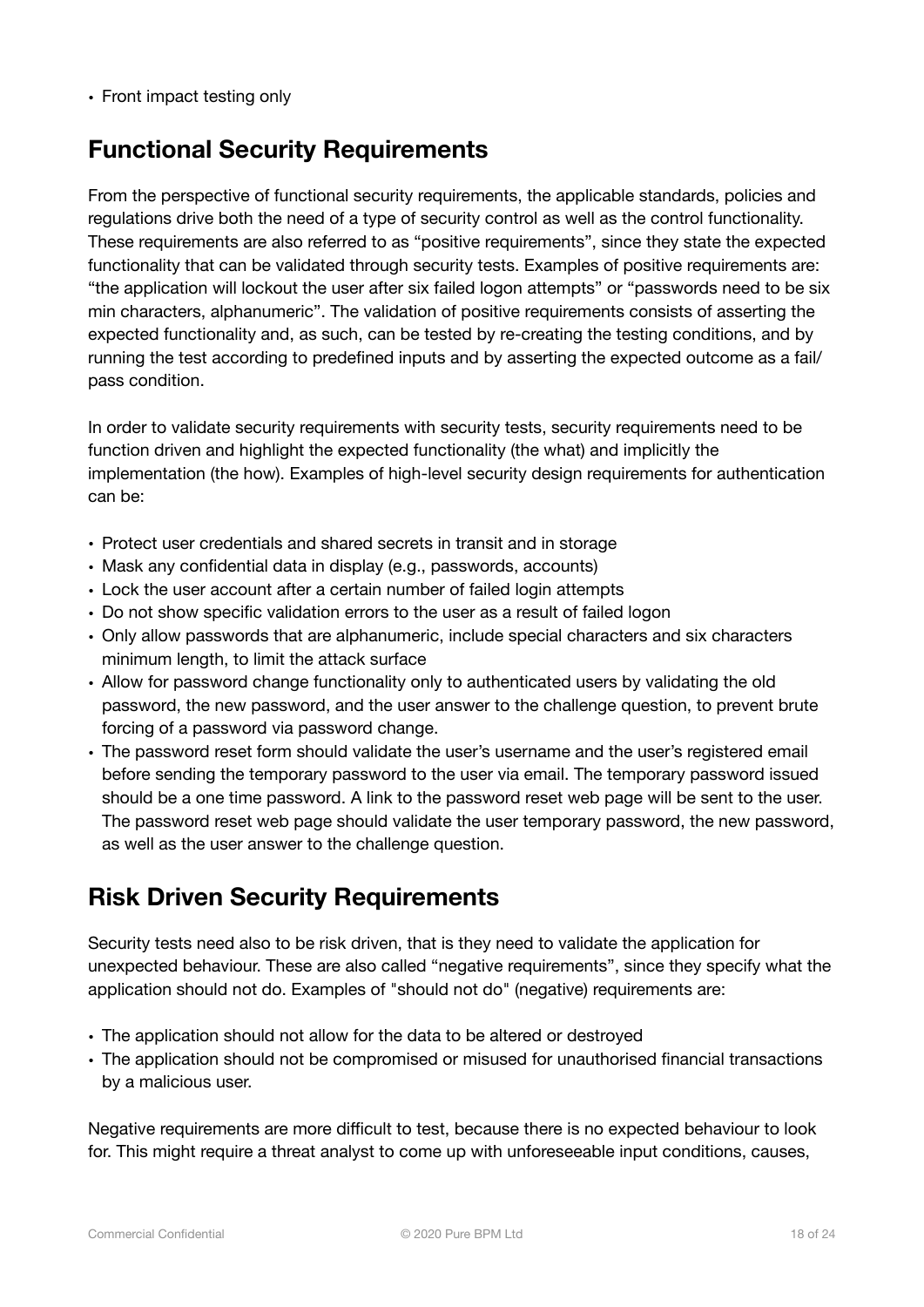- Front impact testing only

## Functional Security Requirements

From the perspective of functional security requirements, the applicable standards, policies and regulations drive both the need of a type of security control as well as the control functionality. These requirements are also referred to as "positive requirements", since they state the expected functionality that can be validated through security tests. Examples of positive requirements are: "the application will lockout the user after six failed logon attempts" or "passwords need to be six min characters, alphanumeric". The validation of positive requirements consists of asserting the expected functionality and, as such, can be tested by re-creating the testing conditions, and by running the test according to predefined inputs and by asserting the expected outcome as a fail/pass condition.

In order to validate security requirements with security tests, security requirements need to be function driven and highlight the expected functionality (the what) and implicitly the implementation (the how). Examples of high-level security design requirements for authentication can be:

- Protect user credentials and shared secrets in transit and in storage
- Mask any confidential data in display (e.g., passwords, accounts)
- Lock the user account after a certain number of failed login attempts
- Do not show specific validation errors to the user as a result of failed logon
- Only allow passwords that are alphanumeric, include special characters and six characters minimum length, to limit the attack surface
- Allow for password change functionality only to authenticated users by validating the old password, the new password, and the user answer to the challenge question, to prevent brute forcing of a password via password change.
- The password reset form should validate the user's username and the user's registered email before sending the temporary password to the user via email. The temporary password issued should be a one time password. A link to the password reset web page will be sent to the user. The password reset web page should validate the user temporary password, the new password, as well as the user answer to the challenge question.

## Risk Driven Security Requirements

Security tests need also to be risk driven, that is they need to validate the application for unexpected behaviour. These are also called "negative requirements", since they specify what the application should not do. Examples of "should not do" (negative) requirements are:

- The application should not allow for the data to be altered or destroyed
- The application should not be compromised or misused for unauthorised financial transactions by a malicious user.

Negative requirements are more difficult to test, because there is no expected behaviour to look for. This might require a threat analyst to come up with unforeseeable input conditions, causes,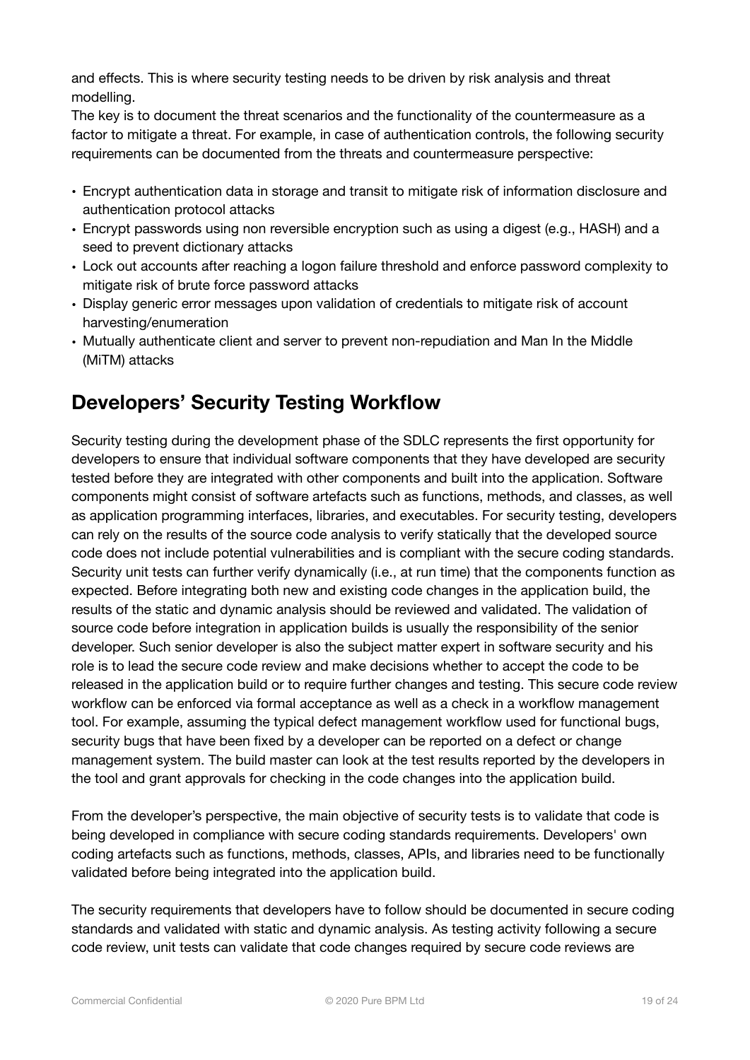and effects. This is where security testing needs to be driven by risk analysis and threat modelling.
The key is to document the threat scenarios and the functionality of the countermeasure as a factor to mitigate a threat. For example, in case of authentication controls, the following security requirements can be documented from the threats and countermeasure perspective:

- Encrypt authentication data in storage and transit to mitigate risk of information disclosure and authentication protocol attacks
- Encrypt passwords using non reversible encryption such as using a digest (e.g., HASH) and a seed to prevent dictionary attacks
- Lock out accounts after reaching a logon failure threshold and enforce password complexity to mitigate risk of brute force password attacks
- Display generic error messages upon validation of credentials to mitigate risk of account harvesting/enumeration
- Mutually authenticate client and server to prevent non-repudiation and Man In the Middle (MiTM) attacks

## Developers' Security Testing Workflow

Security testing during the development phase of the SDLC represents the first opportunity for developers to ensure that individual software components that they have developed are security tested before they are integrated with other components and built into the application. Software components might consist of software artefacts such as functions, methods, and classes, as well as application programming interfaces, libraries, and executables. For security testing, developers can rely on the results of the source code analysis to verify statically that the developed source code does not include potential vulnerabilities and is compliant with the secure coding standards. Security unit tests can further verify dynamically (i.e., at run time) that the components function as expected. Before integrating both new and existing code changes in the application build, the results of the static and dynamic analysis should be reviewed and validated. The validation of source code before integration in application builds is usually the responsibility of the senior developer. Such senior developer is also the subject matter expert in software security and his role is to lead the secure code review and make decisions whether to accept the code to be released in the application build or to require further changes and testing. This secure code review workflow can be enforced via formal acceptance as well as a check in a workflow management tool. For example, assuming the typical defect management workflow used for functional bugs, security bugs that have been fixed by a developer can be reported on a defect or change management system. The build master can look at the test results reported by the developers in the tool and grant approvals for checking in the code changes into the application build.

From the developer's perspective, the main objective of security tests is to validate that code is being developed in compliance with secure coding standards requirements. Developers' own coding artefacts such as functions, methods, classes, APIs, and libraries need to be functionally validated before being integrated into the application build.

The security requirements that developers have to follow should be documented in secure coding standards and validated with static and dynamic analysis. As testing activity following a secure code review, unit tests can validate that code changes required by secure code reviews are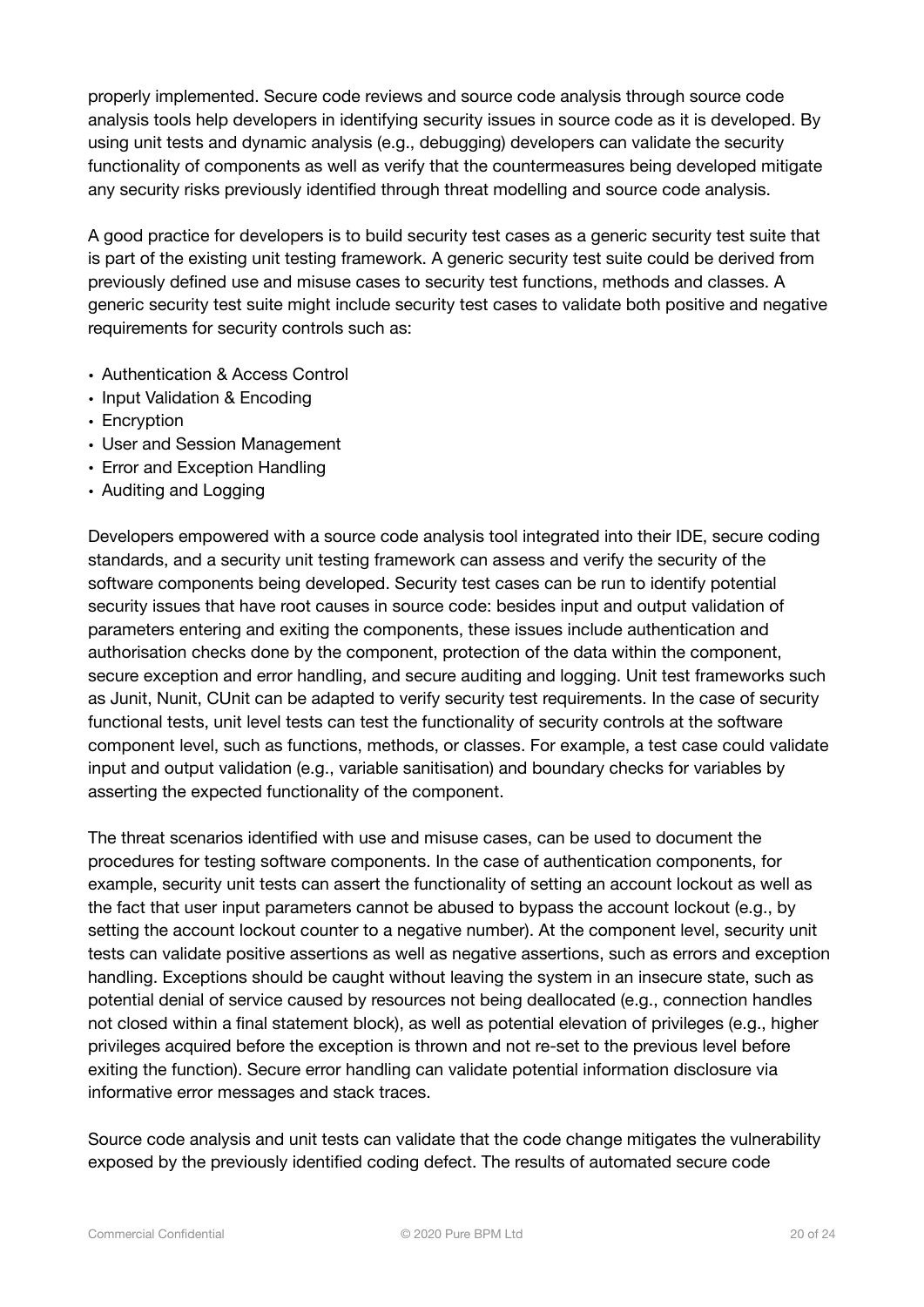properly implemented. Secure code reviews and source code analysis through source code analysis tools help developers in identifying security issues in source code as it is developed. By using unit tests and dynamic analysis (e.g., debugging) developers can validate the security functionality of components as well as verify that the countermeasures being developed mitigate any security risks previously identified through threat modelling and source code analysis.

A good practice for developers is to build security test cases as a generic security test suite that is part of the existing unit testing framework. A generic security test suite could be derived from previously defined use and misuse cases to security test functions, methods and classes. A generic security test suite might include security test cases to validate both positive and negative requirements for security controls such as:

- Authentication & Access Control
- Input Validation & Encoding
- Encryption
- User and Session Management
- Error and Exception Handling
- Auditing and Logging

Developers empowered with a source code analysis tool integrated into their IDE, secure coding standards, and a security unit testing framework can assess and verify the security of the software components being developed. Security test cases can be run to identify potential security issues that have root causes in source code: besides input and output validation of parameters entering and exiting the components, these issues include authentication and authorisation checks done by the component, protection of the data within the component, secure exception and error handling, and secure auditing and logging. Unit test frameworks such as Junit, Nunit, CUnit can be adapted to verify security test requirements. In the case of security functional tests, unit level tests can test the functionality of security controls at the software component level, such as functions, methods, or classes. For example, a test case could validate input and output validation (e.g., variable sanitisation) and boundary checks for variables by asserting the expected functionality of the component.

The threat scenarios identified with use and misuse cases, can be used to document the procedures for testing software components. In the case of authentication components, for example, security unit tests can assert the functionality of setting an account lockout as well as the fact that user input parameters cannot be abused to bypass the account lockout (e.g., by setting the account lockout counter to a negative number). At the component level, security unit tests can validate positive assertions as well as negative assertions, such as errors and exception handling. Exceptions should be caught without leaving the system in an insecure state, such as potential denial of service caused by resources not being deallocated (e.g., connection handles not closed within a final statement block), as well as potential elevation of privileges (e.g., higher privileges acquired before the exception is thrown and not re-set to the previous level before exiting the function). Secure error handling can validate potential information disclosure via informative error messages and stack traces.

Source code analysis and unit tests can validate that the code change mitigates the vulnerability exposed by the previously identified coding defect. The results of automated secure code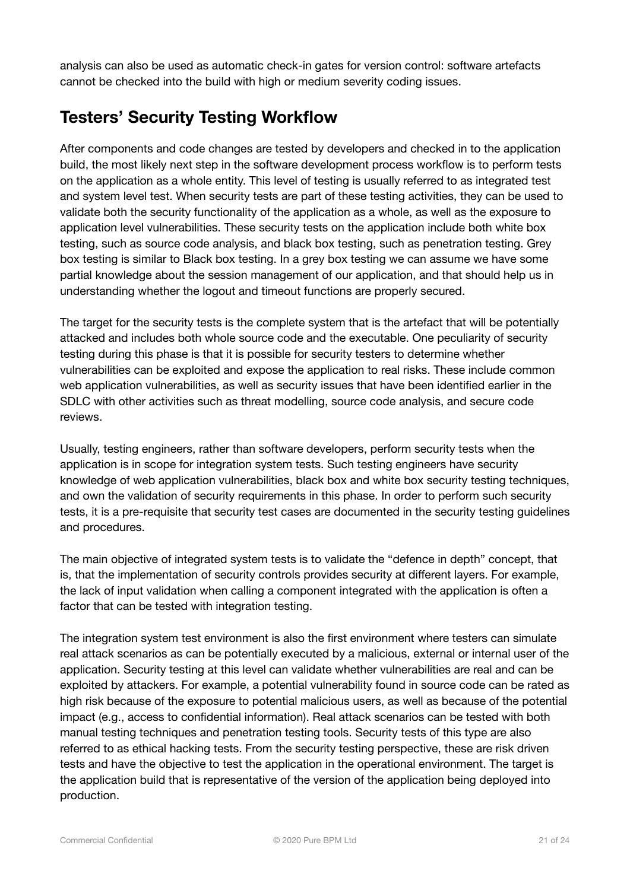analysis can also be used as automatic check-in gates for version control: software artefacts cannot be checked into the build with high or medium severity coding issues.

## Testers' Security Testing Workflow

After components and code changes are tested by developers and checked in to the application build, the most likely next step in the software development process workflow is to perform tests on the application as a whole entity. This level of testing is usually referred to as integrated test and system level test. When security tests are part of these testing activities, they can be used to validate both the security functionality of the application as a whole, as well as the exposure to application level vulnerabilities. These security tests on the application include both white box testing, such as source code analysis, and black box testing, such as penetration testing. Grey box testing is similar to Black box testing. In a grey box testing we can assume we have some partial knowledge about the session management of our application, and that should help us in understanding whether the logout and timeout functions are properly secured.

The target for the security tests is the complete system that is the artefact that will be potentially attacked and includes both whole source code and the executable. One peculiarity of security testing during this phase is that it is possible for security testers to determine whether vulnerabilities can be exploited and expose the application to real risks. These include common web application vulnerabilities, as well as security issues that have been identified earlier in the SDLC with other activities such as threat modelling, source code analysis, and secure code reviews.

Usually, testing engineers, rather than software developers, perform security tests when the application is in scope for integration system tests. Such testing engineers have security knowledge of web application vulnerabilities, black box and white box security testing techniques, and own the validation of security requirements in this phase. In order to perform such security tests, it is a pre-requisite that security test cases are documented in the security testing guidelines and procedures.

The main objective of integrated system tests is to validate the "defence in depth" concept, that is, that the implementation of security controls provides security at different layers. For example, the lack of input validation when calling a component integrated with the application is often a factor that can be tested with integration testing.

The integration system test environment is also the first environment where testers can simulate real attack scenarios as can be potentially executed by a malicious, external or internal user of the application. Security testing at this level can validate whether vulnerabilities are real and can be exploited by attackers. For example, a potential vulnerability found in source code can be rated as high risk because of the exposure to potential malicious users, as well as because of the potential impact (e.g., access to confidential information). Real attack scenarios can be tested with both manual testing techniques and penetration testing tools. Security tests of this type are also referred to as ethical hacking tests. From the security testing perspective, these are risk driven tests and have the objective to test the application in the operational environment. The target is the application build that is representative of the version of the application being deployed into production.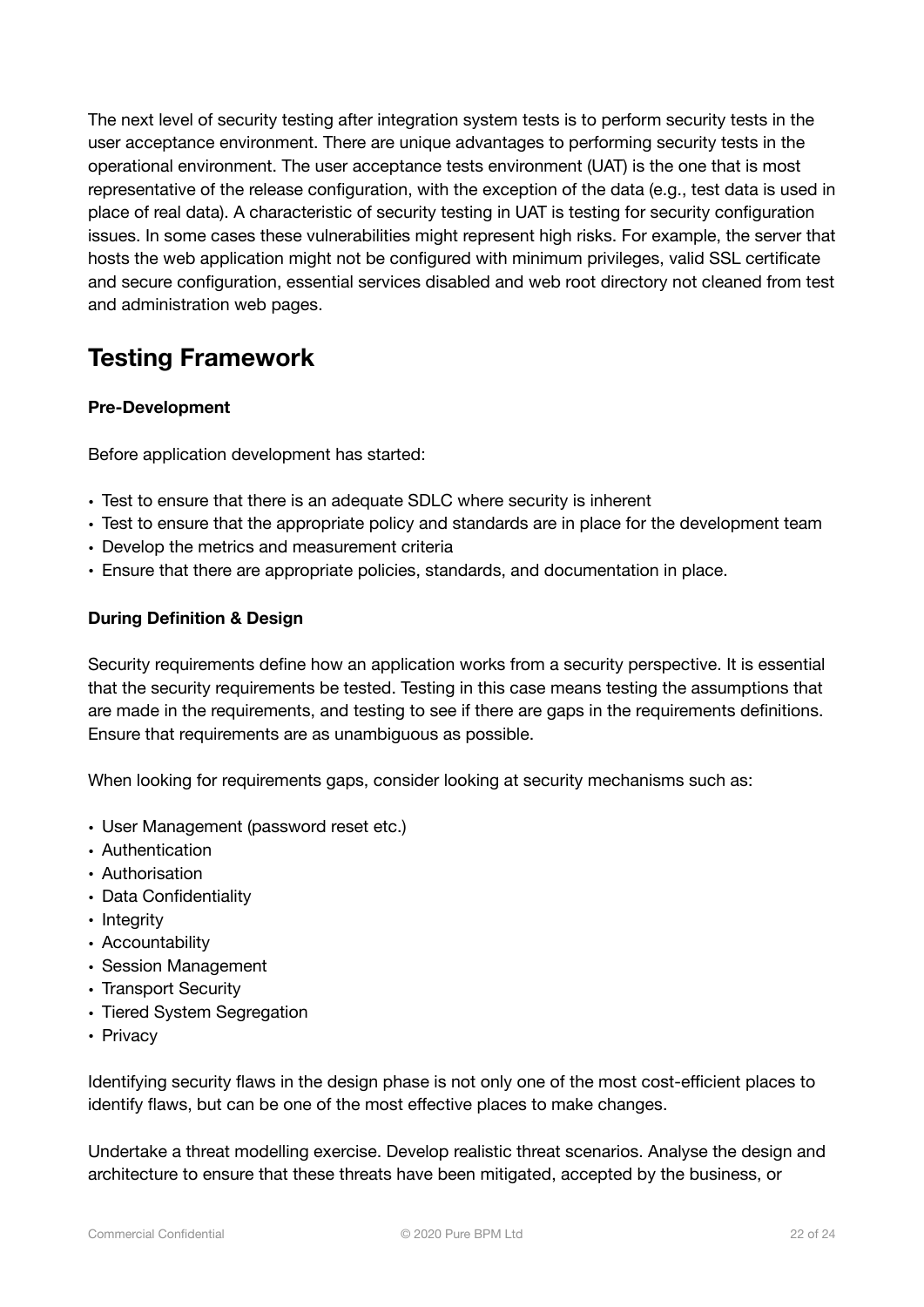The next level of security testing after integration system tests is to perform security tests in the user acceptance environment. There are unique advantages to performing security tests in the operational environment. The user acceptance tests environment (UAT) is the one that is most representative of the release configuration, with the exception of the data (e.g., test data is used in place of real data). A characteristic of security testing in UAT is testing for security configuration issues. In some cases these vulnerabilities might represent high risks. For example, the server that hosts the web application might not be configured with minimum privileges, valid SSL certificate and secure configuration, essential services disabled and web root directory not cleaned from test and administration web pages.

## Testing Framework

**Pre-Development**

Before application development has started:

- Test to ensure that there is an adequate SDLC where security is inherent
- Test to ensure that the appropriate policy and standards are in place for the development team
- Develop the metrics and measurement criteria
- Ensure that there are appropriate policies, standards, and documentation in place.

**During Definition & Design**

Security requirements define how an application works from a security perspective. It is essential that the security requirements be tested. Testing in this case means testing the assumptions that are made in the requirements, and testing to see if there are gaps in the requirements definitions. Ensure that requirements are as unambiguous as possible.

When looking for requirements gaps, consider looking at security mechanisms such as:

- User Management (password reset etc.)
- Authentication
- Authorisation
- Data Confidentiality
- Integrity
- Accountability
- Session Management
- Transport Security
- Tiered System Segregation
- Privacy

Identifying security flaws in the design phase is not only one of the most cost-efficient places to identify flaws, but can be one of the most effective places to make changes.

Undertake a threat modelling exercise. Develop realistic threat scenarios. Analyse the design and architecture to ensure that these threats have been mitigated, accepted by the business, or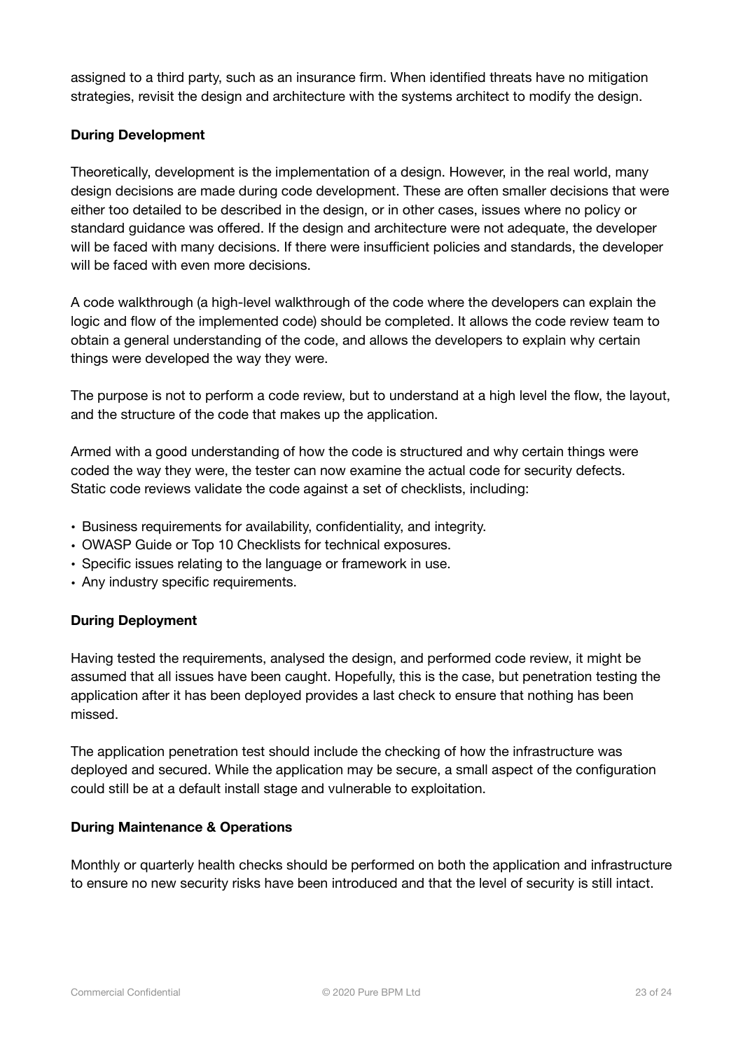assigned to a third party, such as an insurance firm. When identified threats have no mitigation strategies, revisit the design and architecture with the systems architect to modify the design.

**During Development**

Theoretically, development is the implementation of a design. However, in the real world, many design decisions are made during code development. These are often smaller decisions that were either too detailed to be described in the design, or in other cases, issues where no policy or standard guidance was offered. If the design and architecture were not adequate, the developer will be faced with many decisions. If there were insufficient policies and standards, the developer will be faced with even more decisions.

A code walkthrough (a high-level walkthrough of the code where the developers can explain the logic and flow of the implemented code) should be completed. It allows the code review team to obtain a general understanding of the code, and allows the developers to explain why certain things were developed the way they were.

The purpose is not to perform a code review, but to understand at a high level the flow, the layout, and the structure of the code that makes up the application.

Armed with a good understanding of how the code is structured and why certain things were coded the way they were, the tester can now examine the actual code for security defects. Static code reviews validate the code against a set of checklists, including:

- Business requirements for availability, confidentiality, and integrity.
- OWASP Guide or Top 10 Checklists for technical exposures.
- Specific issues relating to the language or framework in use.
- Any industry specific requirements.

**During Deployment**

Having tested the requirements, analysed the design, and performed code review, it might be assumed that all issues have been caught. Hopefully, this is the case, but penetration testing the application after it has been deployed provides a last check to ensure that nothing has been missed.

The application penetration test should include the checking of how the infrastructure was deployed and secured. While the application may be secure, a small aspect of the configuration could still be at a default install stage and vulnerable to exploitation.

**During Maintenance & Operations**

Monthly or quarterly health checks should be performed on both the application and infrastructure to ensure no new security risks have been introduced and that the level of security is still intact.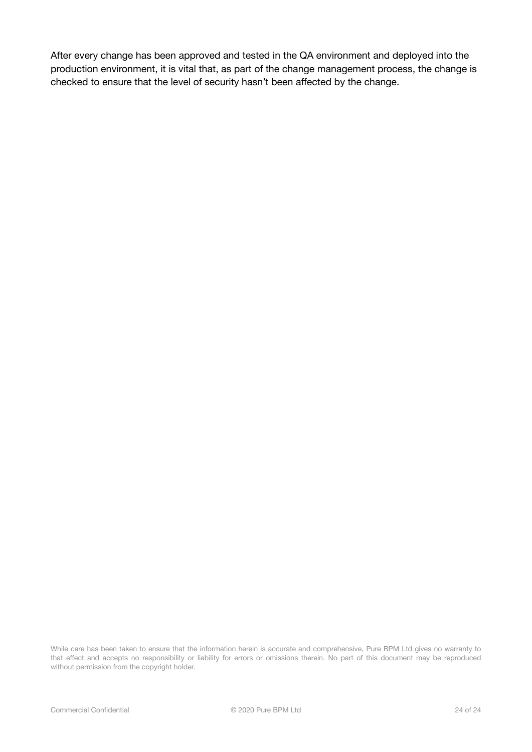After every change has been approved and tested in the QA environment and deployed into the production environment, it is vital that, as part of the change management process, the change is checked to ensure that the level of security hasn't been affected by the change.

While care has been taken to ensure that the information herein is accurate and comprehensive, Pure BPM Ltd gives no warranty to that effect and accepts no responsibility or liability for errors or omissions therein. No part of this document may be reproduced without permission from the copyright holder.